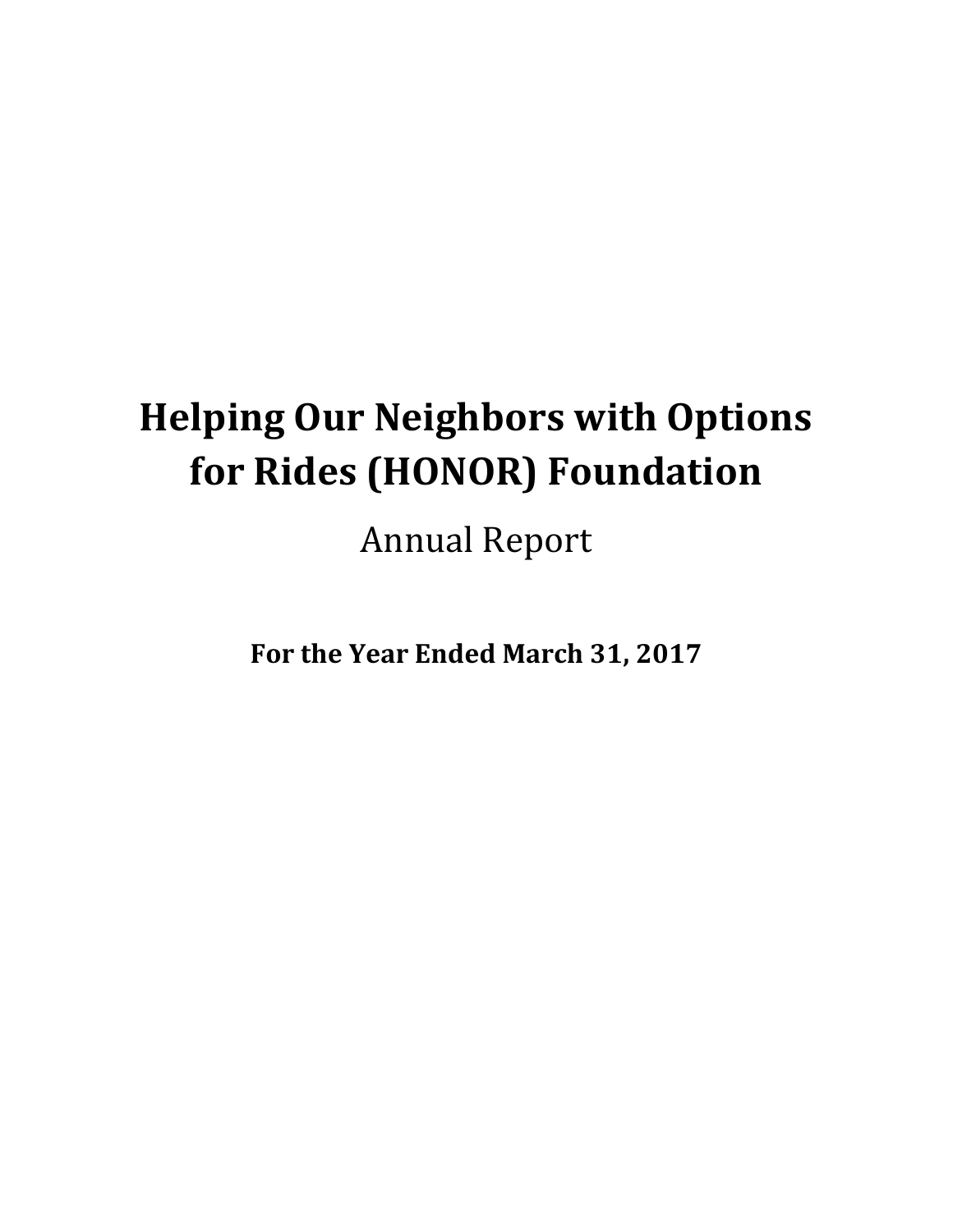# Helping Our Neighbors with Options for Rides (HONOR) Foundation

Annual Report

**For the Year Ended March 31, 2017**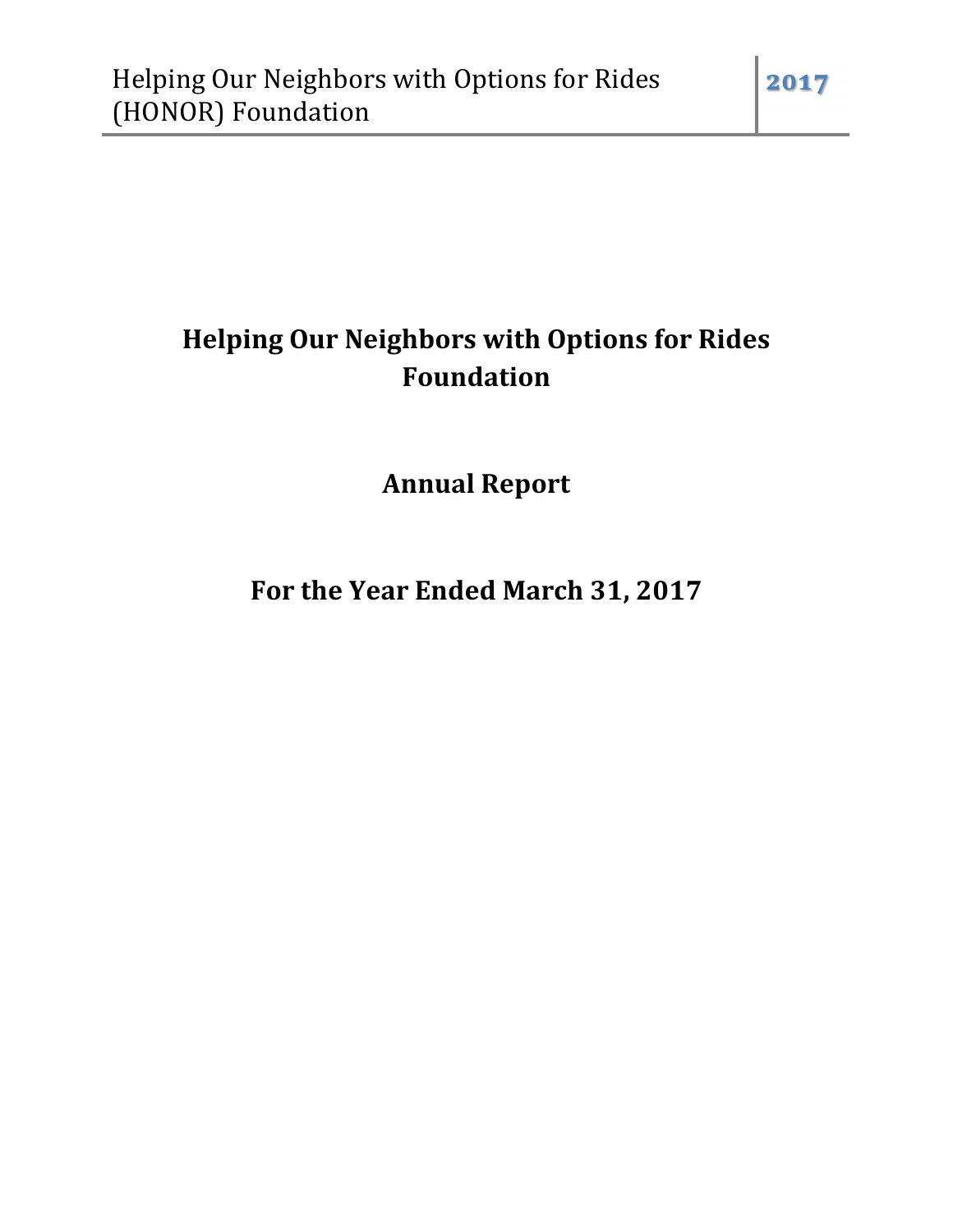# Helping Our Neighbors with Options for Rides Foundation

## Annual Report

## For the Year Ended March 31, 2017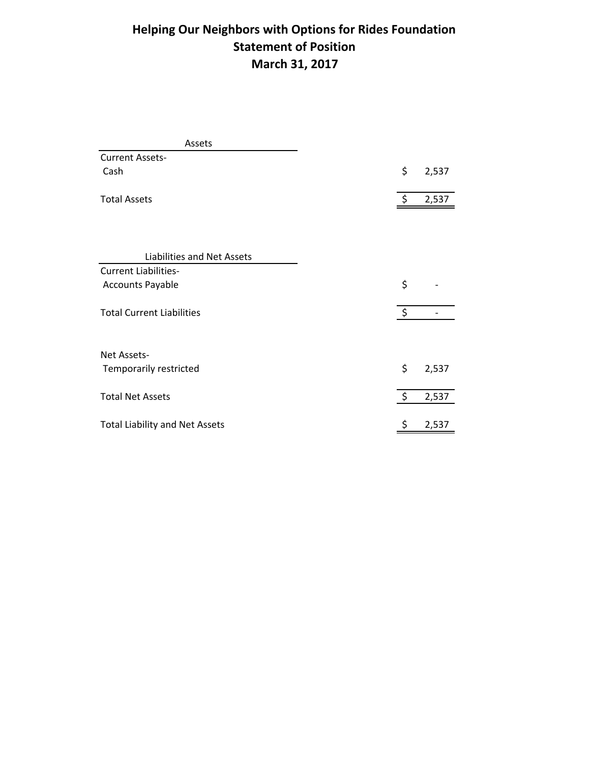# Helping Our Neighbors with Options for Rides Foundation
## Statement of Position
## March 31, 2017

| Assets | |
|---|---|
| Current Assets- | |
| Cash | $ 2,537 |
| Total Assets | $ 2,537 |

| Liabilities and Net Assets | |
|---|---|
| Current Liabilities- | |
| Accounts Payable | $ - |
| Total Current Liabilities | $ - |
| | |
| Net Assets- | |
| Temporarily restricted | $ 2,537 |
| Total Net Assets | $ 2,537 |
| Total Liability and Net Assets | $ 2,537 |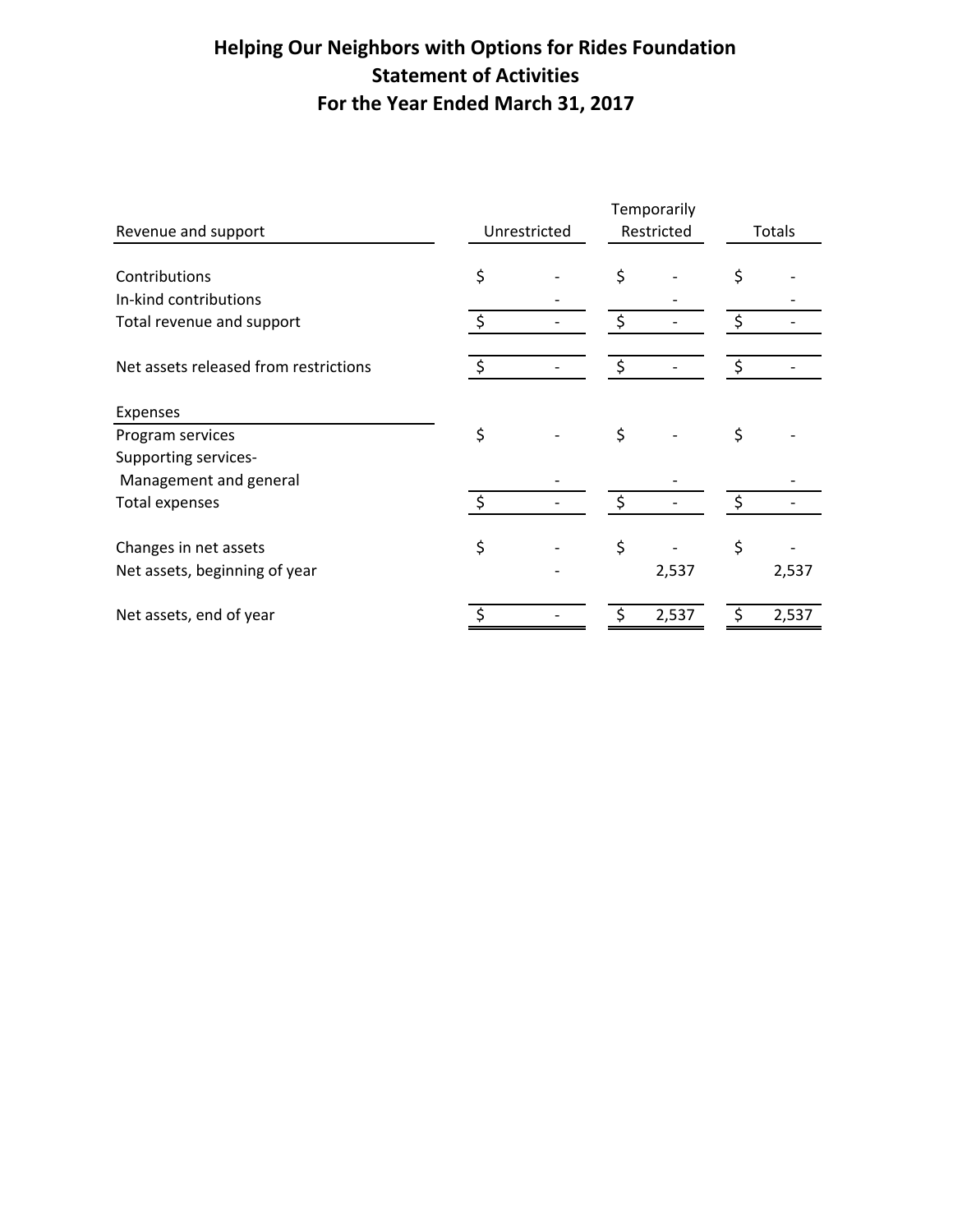# Helping Our Neighbors with Options for Rides Foundation
## Statement of Activities
## For the Year Ended March 31, 2017

| Revenue and support | Unrestricted | Temporarily Restricted | Totals |
|---|---|---|---|
| Contributions | $ - | $ - | $ - |
| In-kind contributions | - | - | - |
| Total revenue and support | $ - | $ - | $ - |
| | | | |
| Net assets released from restrictions | $ - | $ - | $ - |
| | | | |
| **Expenses** | | | |
| Program services | $ - | $ - | $ - |
| Supporting services- | | | |
| Management and general | - | - | - |
| Total expenses | $ - | $ - | $ - |
| | | | |
| Changes in net assets | $ - | $ - | $ - |
| Net assets, beginning of year | - | 2,537 | 2,537 |
| | | | |
| Net assets, end of year | $ - | $ 2,537 | $ 2,537 |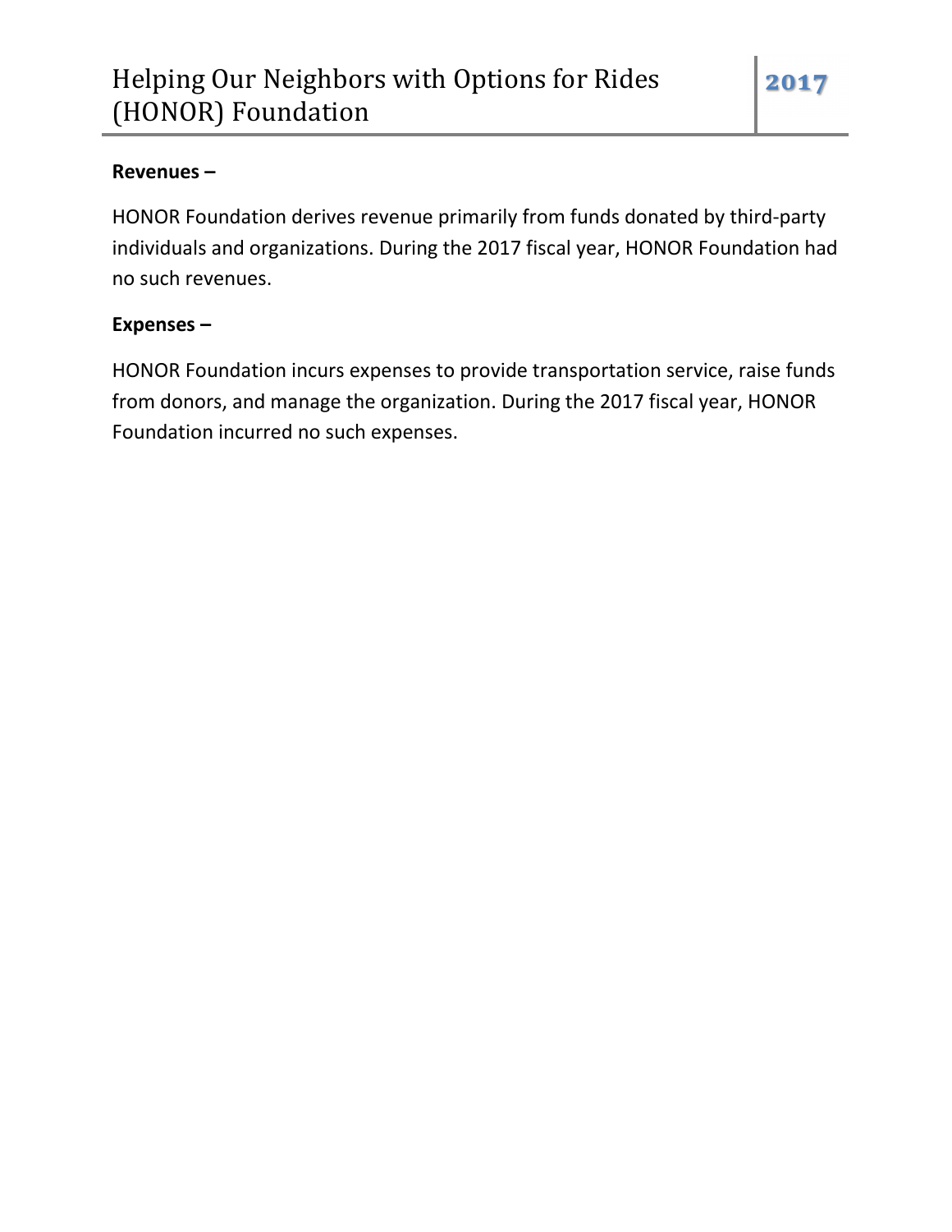**Revenues –**

HONOR Foundation derives revenue primarily from funds donated by third-party individuals and organizations. During the 2017 fiscal year, HONOR Foundation had no such revenues.

**Expenses –**

HONOR Foundation incurs expenses to provide transportation service, raise funds from donors, and manage the organization. During the 2017 fiscal year, HONOR Foundation incurred no such expenses.